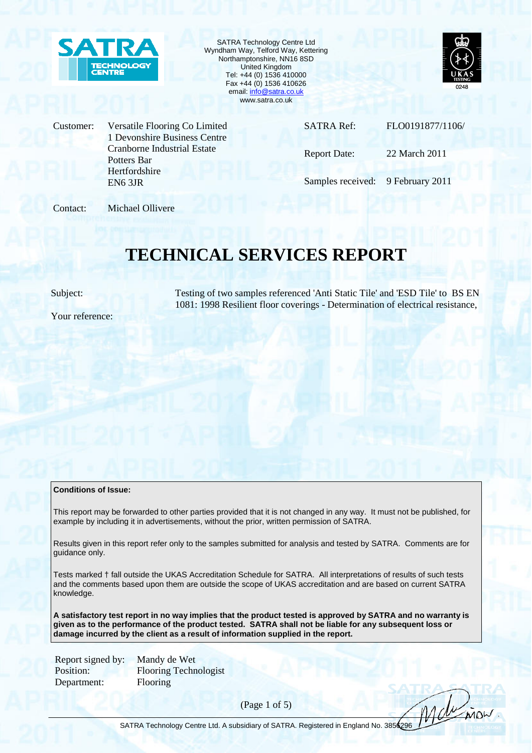SATRA Technology Centre Ltd
Wyndham Way, Telford Way, Kettering
Northamptonshire, NN16 8SD
United Kingdom
Tel: +44 (0) 1536 410000
Fax +44 (0) 1536 410626
email: info@satra.co.uk
www.satra.co.uk

| | | | |
|---|---|---|---|
| Customer: | Versatile Flooring Co Limited<br>1 Devonshire Business Centre<br>Cranborne Industrial Estate<br>Potters Bar<br>Hertfordshire<br>EN6 3JR | SATRA Ref: | FLO0191877/1106/ |
| | | Report Date: | 22 March 2011 |
| | | Samples received: | 9 February 2011 |

Contact: Michael Ollivere

# TECHNICAL SERVICES REPORT

Subject: Testing of two samples referenced 'Anti Static Tile' and 'ESD Tile' to BS EN 1081: 1998 Resilient floor coverings - Determination of electrical resistance,

Your reference:

**Conditions of Issue:**

This report may be forwarded to other parties provided that it is not changed in any way. It must not be published, for example by including it in advertisements, without the prior, written permission of SATRA.

Results given in this report refer only to the samples submitted for analysis and tested by SATRA. Comments are for guidance only.

Tests marked † fall outside the UKAS Accreditation Schedule for SATRA. All interpretations of results of such tests and the comments based upon them are outside the scope of UKAS accreditation and are based on current SATRA knowledge.

**A satisfactory test report in no way implies that the product tested is approved by SATRA and no warranty is given as to the performance of the product tested. SATRA shall not be liable for any subsequent loss or damage incurred by the client as a result of information supplied in the report.**

Report signed by: Mandy de Wet
Position: Flooring Technologist
Department: Flooring

SATRA Technology Centre Ltd. A subsidiary of SATRA. Registered in England No. 3856296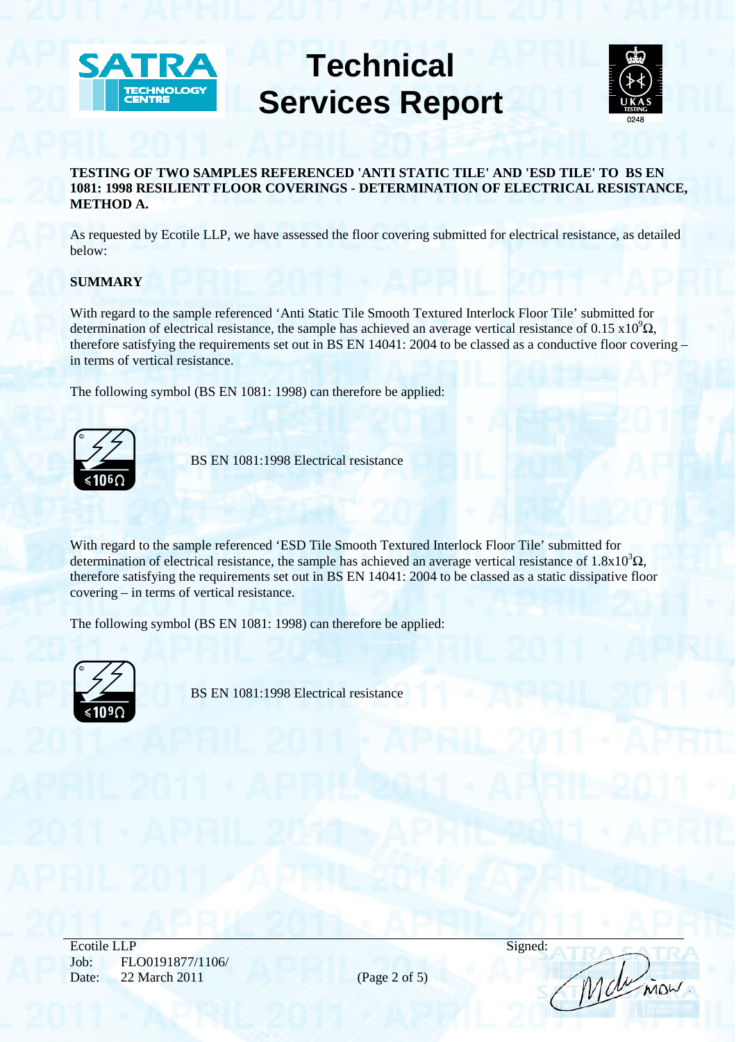# Technical Services Report

**TESTING OF TWO SAMPLES REFERENCED 'ANTI STATIC TILE' AND 'ESD TILE' TO BS EN 1081: 1998 RESILIENT FLOOR COVERINGS - DETERMINATION OF ELECTRICAL RESISTANCE, METHOD A.**

As requested by Ecotile LLP, we have assessed the floor covering submitted for electrical resistance, as detailed below:

**SUMMARY**

With regard to the sample referenced 'Anti Static Tile Smooth Textured Interlock Floor Tile' submitted for determination of electrical resistance, the sample has achieved an average vertical resistance of $0.15 \times 10^9 \Omega$, therefore satisfying the requirements set out in BS EN 14041: 2004 to be classed as a conductive floor covering – in terms of vertical resistance.

The following symbol (BS EN 1081: 1998) can therefore be applied:

$\leq 10^6 \Omega$ BS EN 1081:1998 Electrical resistance

With regard to the sample referenced 'ESD Tile Smooth Textured Interlock Floor Tile' submitted for determination of electrical resistance, the sample has achieved an average vertical resistance of $1.8 \times 10^3 \Omega$, therefore satisfying the requirements set out in BS EN 14041: 2004 to be classed as a static dissipative floor covering – in terms of vertical resistance.

The following symbol (BS EN 1081: 1998) can therefore be applied:

$\leq 10^9 \Omega$ BS EN 1081:1998 Electrical resistance

Ecotile LLP
Job: FLO0191877/1106/
Date: 22 March 2011

Signed: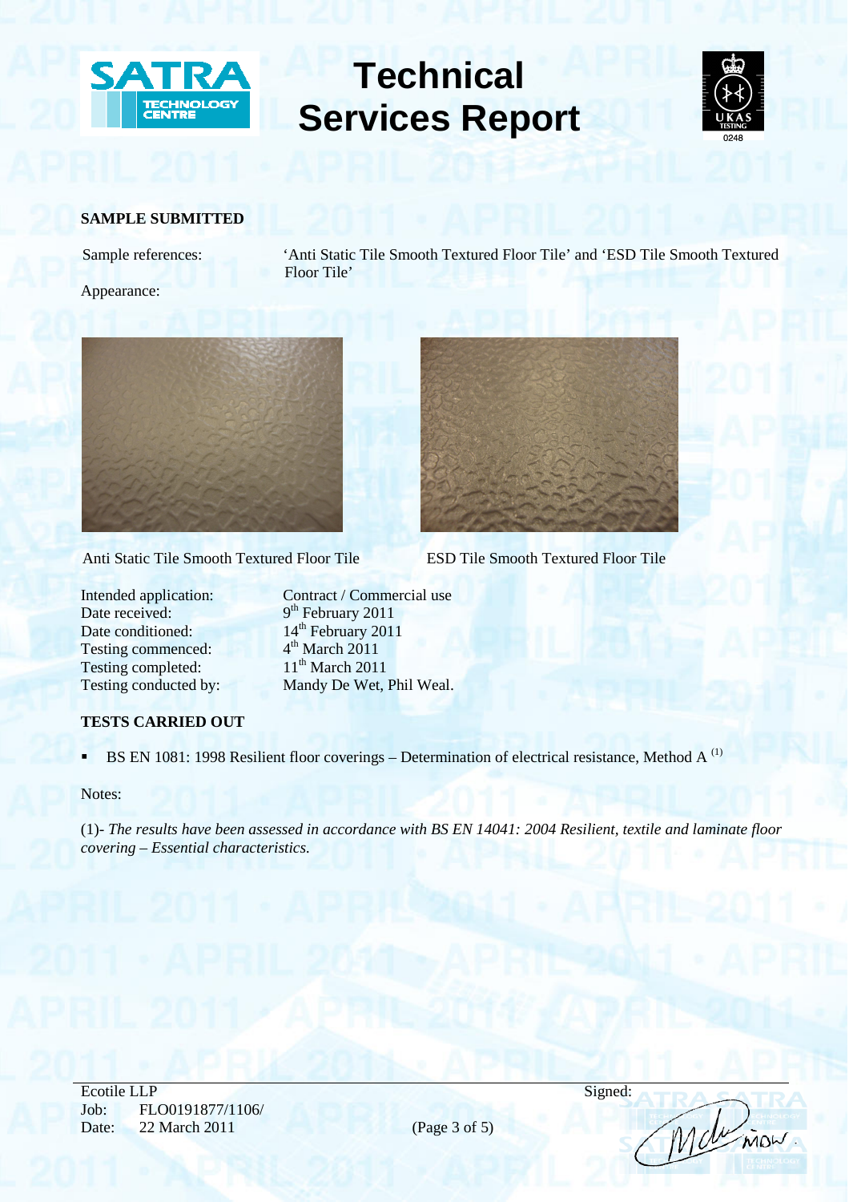# Technical Services Report

## SAMPLE SUBMITTED

Sample references: 'Anti Static Tile Smooth Textured Floor Tile' and 'ESD Tile Smooth Textured Floor Tile'

Appearance:

Anti Static Tile Smooth Textured Floor Tile

ESD Tile Smooth Textured Floor Tile

Intended application: Contract / Commercial use
Date received: 9th February 2011
Date conditioned: 14th February 2011
Testing commenced: 4th March 2011
Testing completed: 11th March 2011
Testing conducted by: Mandy De Wet, Phil Weal.

## TESTS CARRIED OUT

- BS EN 1081: 1998 Resilient floor coverings – Determination of electrical resistance, Method A (1)

Notes:

(1)- *The results have been assessed in accordance with BS EN 14041: 2004 Resilient, textile and laminate floor covering – Essential characteristics.*

Ecotile LLP
Job: FLO0191877/1106/
Date: 22 March 2011

Signed: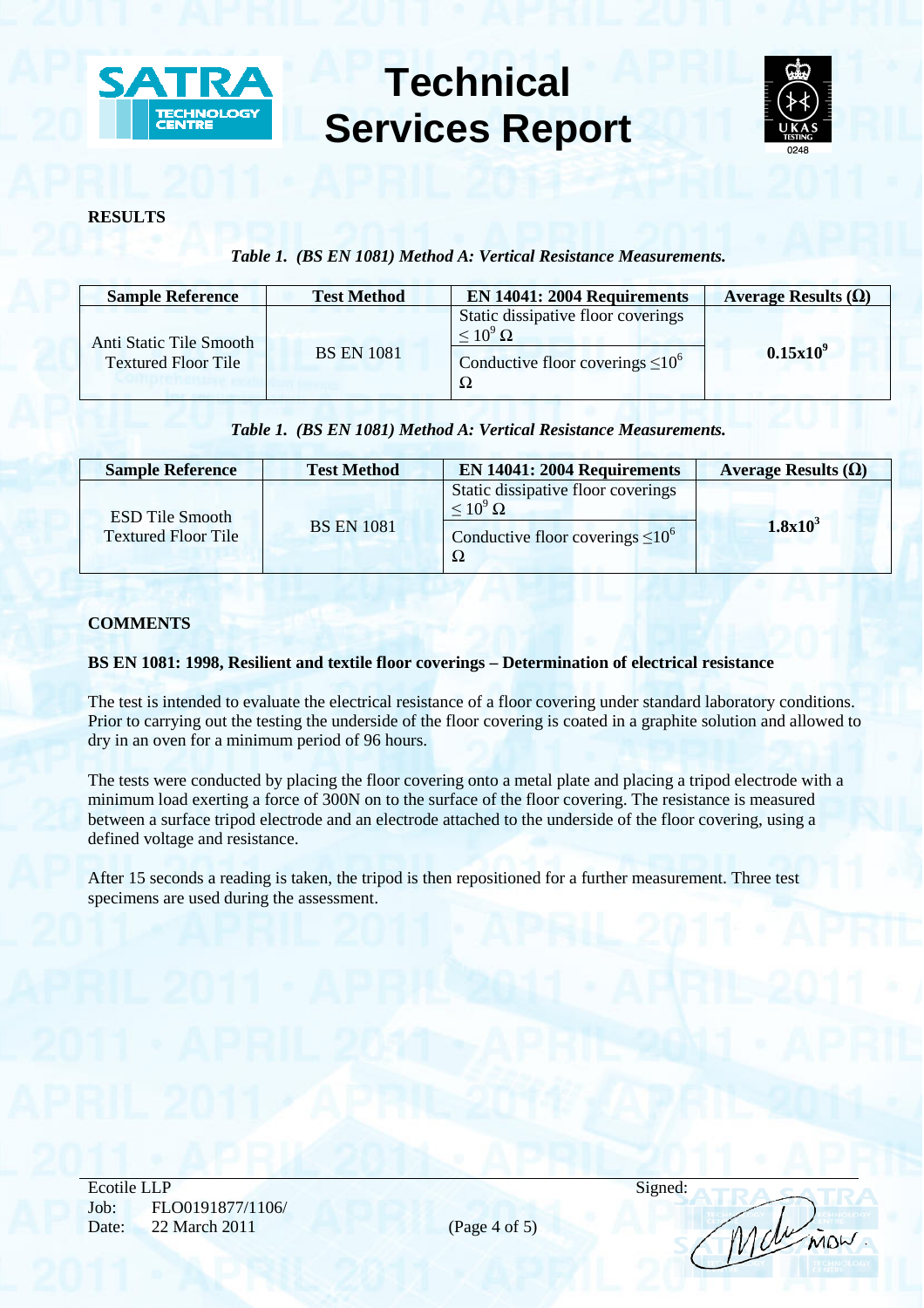**RESULTS**

*Table 1. (BS EN 1081) Method A: Vertical Resistance Measurements.*

| Sample Reference | Test Method | EN 14041: 2004 Requirements | Average Results (Ω) |
|---|---|---|---|
| Anti Static Tile Smooth Textured Floor Tile | BS EN 1081 | Static dissipative floor coverings $\leq 10^9$ Ω | **$0.15 \times 10^9$** |
| | | Conductive floor coverings $\leq 10^6$ Ω | |

*Table 1. (BS EN 1081) Method A: Vertical Resistance Measurements.*

| Sample Reference | Test Method | EN 14041: 2004 Requirements | Average Results (Ω) |
|---|---|---|---|
| ESD Tile Smooth Textured Floor Tile | BS EN 1081 | Static dissipative floor coverings $\leq 10^9$ Ω | **$1.8 \times 10^3$** |
| | | Conductive floor coverings $\leq 10^6$ Ω | |

**COMMENTS**

**BS EN 1081: 1998, Resilient and textile floor coverings – Determination of electrical resistance**

The test is intended to evaluate the electrical resistance of a floor covering under standard laboratory conditions. Prior to carrying out the testing the underside of the floor covering is coated in a graphite solution and allowed to dry in an oven for a minimum period of 96 hours.

The tests were conducted by placing the floor covering onto a metal plate and placing a tripod electrode with a minimum load exerting a force of 300N on to the surface of the floor covering. The resistance is measured between a surface tripod electrode and an electrode attached to the underside of the floor covering, using a defined voltage and resistance.

After 15 seconds a reading is taken, the tripod is then repositioned for a further measurement. Three test specimens are used during the assessment.

Ecotile LLP
Job: FLO0191877/1106/
Date: 22 March 2011

Signed: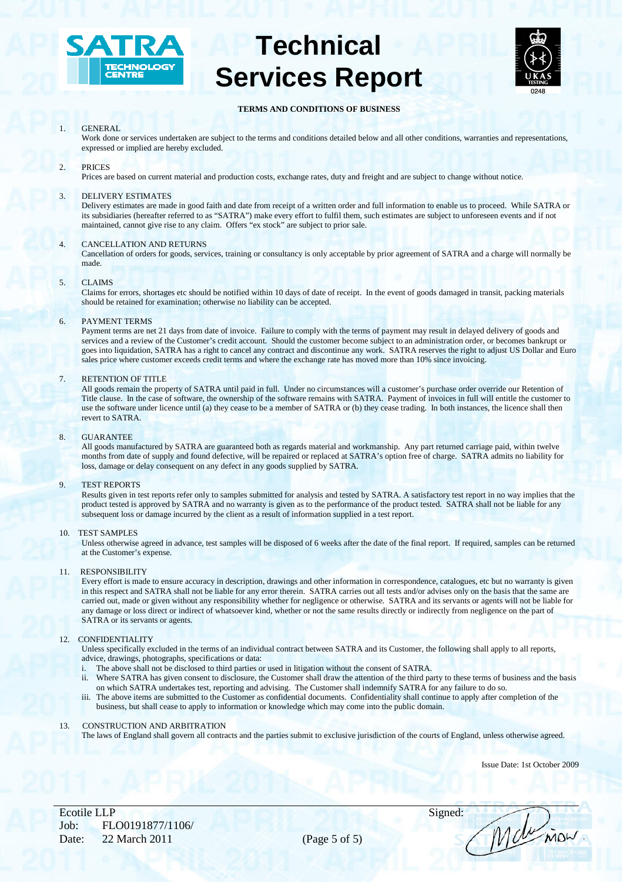# Technical Services Report

**TERMS AND CONDITIONS OF BUSINESS**

1. GENERAL
   Work done or services undertaken are subject to the terms and conditions detailed below and all other conditions, warranties and representations, expressed or implied are hereby excluded.

2. PRICES
   Prices are based on current material and production costs, exchange rates, duty and freight and are subject to change without notice.

3. DELIVERY ESTIMATES
   Delivery estimates are made in good faith and date from receipt of a written order and full information to enable us to proceed. While SATRA or its subsidiaries (hereafter referred to as "SATRA") make every effort to fulfil them, such estimates are subject to unforeseen events and if not maintained, cannot give rise to any claim. Offers "ex stock" are subject to prior sale.

4. CANCELLATION AND RETURNS
   Cancellation of orders for goods, services, training or consultancy is only acceptable by prior agreement of SATRA and a charge will normally be made.

5. CLAIMS
   Claims for errors, shortages etc should be notified within 10 days of date of receipt. In the event of goods damaged in transit, packing materials should be retained for examination; otherwise no liability can be accepted.

6. PAYMENT TERMS
   Payment terms are net 21 days from date of invoice. Failure to comply with the terms of payment may result in delayed delivery of goods and services and a review of the Customer's credit account. Should the customer become subject to an administration order, or becomes bankrupt or goes into liquidation, SATRA has a right to cancel any contract and discontinue any work. SATRA reserves the right to adjust US Dollar and Euro sales price where customer exceeds credit terms and where the exchange rate has moved more than 10% since invoicing.

7. RETENTION OF TITLE
   All goods remain the property of SATRA until paid in full. Under no circumstances will a customer's purchase order override our Retention of Title clause. In the case of software, the ownership of the software remains with SATRA. Payment of invoices in full will entitle the customer to use the software under licence until (a) they cease to be a member of SATRA or (b) they cease trading. In both instances, the licence shall then revert to SATRA.

8. GUARANTEE
   All goods manufactured by SATRA are guaranteed both as regards material and workmanship. Any part returned carriage paid, within twelve months from date of supply and found defective, will be repaired or replaced at SATRA's option free of charge. SATRA admits no liability for loss, damage or delay consequent on any defect in any goods supplied by SATRA.

9. TEST REPORTS
   Results given in test reports refer only to samples submitted for analysis and tested by SATRA. A satisfactory test report in no way implies that the product tested is approved by SATRA and no warranty is given as to the performance of the product tested. SATRA shall not be liable for any subsequent loss or damage incurred by the client as a result of information supplied in a test report.

10. TEST SAMPLES
    Unless otherwise agreed in advance, test samples will be disposed of 6 weeks after the date of the final report. If required, samples can be returned at the Customer's expense.

11. RESPONSIBILITY
    Every effort is made to ensure accuracy in description, drawings and other information in correspondence, catalogues, etc but no warranty is given in this respect and SATRA shall not be liable for any error therein. SATRA carries out all tests and/or advises only on the basis that the same are carried out, made or given without any responsibility whether for negligence or otherwise. SATRA and its servants or agents will not be liable for any damage or loss direct or indirect of whatsoever kind, whether or not the same results directly or indirectly from negligence on the part of SATRA or its servants or agents.

12. CONFIDENTIALITY
    Unless specifically excluded in the terms of an individual contract between SATRA and its Customer, the following shall apply to all reports, advice, drawings, photographs, specifications or data:
    i. The above shall not be disclosed to third parties or used in litigation without the consent of SATRA.
    ii. Where SATRA has given consent to disclosure, the Customer shall draw the attention of the third party to these terms of business and the basis on which SATRA undertakes test, reporting and advising. The Customer shall indemnify SATRA for any failure to do so.
    iii. The above items are submitted to the Customer as confidential documents. Confidentiality shall continue to apply after completion of the business, but shall cease to apply to information or knowledge which may come into the public domain.

13. CONSTRUCTION AND ARBITRATION
    The laws of England shall govern all contracts and the parties submit to exclusive jurisdiction of the courts of England, unless otherwise agreed.

Issue Date: 1st October 2009

Ecotile LLP
Job: FLO0191877/1106/
Date: 22 March 2011

Signed: MDW